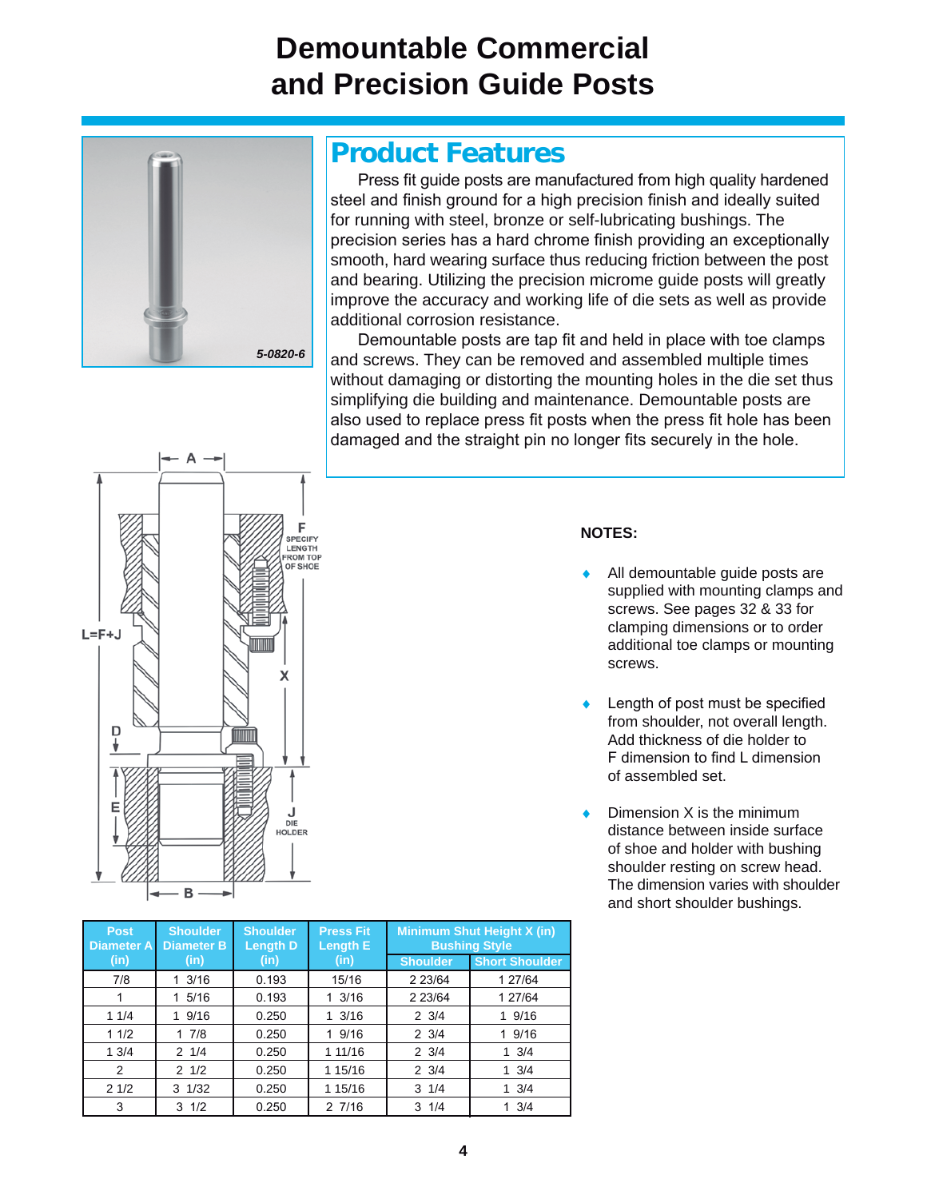# Demountable Commercial and Precision Guide Posts

## Product Features

Press fit guide posts are manufactured from high quality hardened steel and finish ground for a high precision finish and ideally suited for running with steel, bronze or self-lubricating bushings. The precision series has a hard chrome finish providing an exceptionally smooth, hard wearing surface thus reducing friction between the post and bearing. Utilizing the precision microme guide posts will greatly improve the accuracy and working life of die sets as well as provide additional corrosion resistance.

Demountable posts are tap fit and held in place with toe clamps and screws. They can be removed and assembled multiple times without damaging or distorting the mounting holes in the die set thus simplifying die building and maintenance. Demountable posts are also used to replace press fit posts when the press fit hole has been damaged and the straight pin no longer fits securely in the hole.

5-0820-6

A

F SPECIFY LENGTH FROM TOP OF SHOE

L=F+J

X

D

E

J DIE HOLDER

B

**NOTES:**

- All demountable guide posts are supplied with mounting clamps and screws. See pages 32 & 33 for clamping dimensions or to order additional toe clamps or mounting screws.
- Length of post must be specified from shoulder, not overall length. Add thickness of die holder to F dimension to find L dimension of assembled set.
- Dimension X is the minimum distance between inside surface of shoe and holder with bushing shoulder resting on screw head. The dimension varies with shoulder and short shoulder bushings.

| Post Diameter A (in) | Shoulder Diameter B (in) | Shoulder Length D (in) | Press Fit Length E (in) | Minimum Shut Height X (in) Bushing Style | |
|---|---|---|---|---|---|
| | | | | Shoulder | Short Shoulder |
| 7/8 | 1 3/16 | 0.193 | 15/16 | 2 23/64 | 1 27/64 |
| 1 | 1 5/16 | 0.193 | 1 3/16 | 2 23/64 | 1 27/64 |
| 1 1/4 | 1 9/16 | 0.250 | 1 3/16 | 2 3/4 | 1 9/16 |
| 1 1/2 | 1 7/8 | 0.250 | 1 9/16 | 2 3/4 | 1 9/16 |
| 1 3/4 | 2 1/4 | 0.250 | 1 11/16 | 2 3/4 | 1 3/4 |
| 2 | 2 1/2 | 0.250 | 1 15/16 | 2 3/4 | 1 3/4 |
| 2 1/2 | 3 1/32 | 0.250 | 1 15/16 | 3 1/4 | 1 3/4 |
| 3 | 3 1/2 | 0.250 | 2 7/16 | 3 1/4 | 1 3/4 |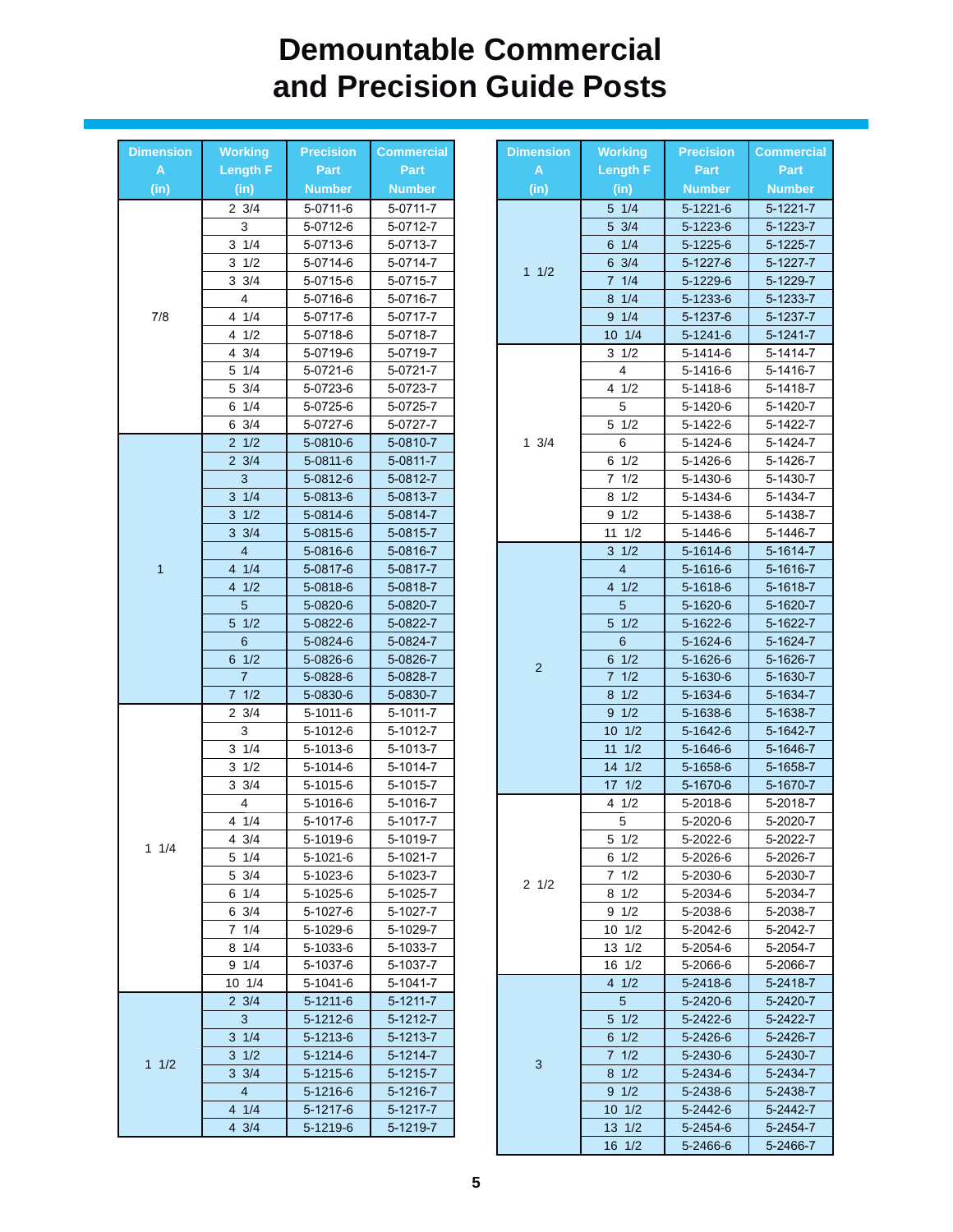# Demountable Commercial and Precision Guide Posts

| Dimension A (in) | Working Length F (in) | Precision Part Number | Commercial Part Number |
|---|---|---|---|
| 7/8 | 2 3/4 | 5-0711-6 | 5-0711-7 |
| | 3 | 5-0712-6 | 5-0712-7 |
| | 3 1/4 | 5-0713-6 | 5-0713-7 |
| | 3 1/2 | 5-0714-6 | 5-0714-7 |
| | 3 3/4 | 5-0715-6 | 5-0715-7 |
| | 4 | 5-0716-6 | 5-0716-7 |
| | 4 1/4 | 5-0717-6 | 5-0717-7 |
| | 4 1/2 | 5-0718-6 | 5-0718-7 |
| | 4 3/4 | 5-0719-6 | 5-0719-7 |
| | 5 1/4 | 5-0721-6 | 5-0721-7 |
| | 5 3/4 | 5-0723-6 | 5-0723-7 |
| | 6 1/4 | 5-0725-6 | 5-0725-7 |
| | 6 3/4 | 5-0727-6 | 5-0727-7 |
| 1 | 2 1/2 | 5-0810-6 | 5-0810-7 |
| | 2 3/4 | 5-0811-6 | 5-0811-7 |
| | 3 | 5-0812-6 | 5-0812-7 |
| | 3 1/4 | 5-0813-6 | 5-0813-7 |
| | 3 1/2 | 5-0814-6 | 5-0814-7 |
| | 3 3/4 | 5-0815-6 | 5-0815-7 |
| | 4 | 5-0816-6 | 5-0816-7 |
| | 4 1/4 | 5-0817-6 | 5-0817-7 |
| | 4 1/2 | 5-0818-6 | 5-0818-7 |
| | 5 | 5-0820-6 | 5-0820-7 |
| | 5 1/2 | 5-0822-6 | 5-0822-7 |
| | 6 | 5-0824-6 | 5-0824-7 |
| | 6 1/2 | 5-0826-6 | 5-0826-7 |
| | 7 | 5-0828-6 | 5-0828-7 |
| | 7 1/2 | 5-0830-6 | 5-0830-7 |
| 1 1/4 | 2 3/4 | 5-1011-6 | 5-1011-7 |
| | 3 | 5-1012-6 | 5-1012-7 |
| | 3 1/4 | 5-1013-6 | 5-1013-7 |
| | 3 1/2 | 5-1014-6 | 5-1014-7 |
| | 3 3/4 | 5-1015-6 | 5-1015-7 |
| | 4 | 5-1016-6 | 5-1016-7 |
| | 4 1/4 | 5-1017-6 | 5-1017-7 |
| | 4 3/4 | 5-1019-6 | 5-1019-7 |
| | 5 1/4 | 5-1021-6 | 5-1021-7 |
| | 5 3/4 | 5-1023-6 | 5-1023-7 |
| | 6 1/4 | 5-1025-6 | 5-1025-7 |
| | 6 3/4 | 5-1027-6 | 5-1027-7 |
| | 7 1/4 | 5-1029-6 | 5-1029-7 |
| | 8 1/4 | 5-1033-6 | 5-1033-7 |
| | 9 1/4 | 5-1037-6 | 5-1037-7 |
| | 10 1/4 | 5-1041-6 | 5-1041-7 |
| 1 1/2 | 2 3/4 | 5-1211-6 | 5-1211-7 |
| | 3 | 5-1212-6 | 5-1212-7 |
| | 3 1/4 | 5-1213-6 | 5-1213-7 |
| | 3 1/2 | 5-1214-6 | 5-1214-7 |
| | 3 3/4 | 5-1215-6 | 5-1215-7 |
| | 4 | 5-1216-6 | 5-1216-7 |
| | 4 1/4 | 5-1217-6 | 5-1217-7 |
| | 4 3/4 | 5-1219-6 | 5-1219-7 |
| 1 1/2 | 5 1/4 | 5-1221-6 | 5-1221-7 |
| | 5 3/4 | 5-1223-6 | 5-1223-7 |
| | 6 1/4 | 5-1225-6 | 5-1225-7 |
| | 6 3/4 | 5-1227-6 | 5-1227-7 |
| | 7 1/4 | 5-1229-6 | 5-1229-7 |
| | 8 1/4 | 5-1233-6 | 5-1233-7 |
| | 9 1/4 | 5-1237-6 | 5-1237-7 |
| | 10 1/4 | 5-1241-6 | 5-1241-7 |
| 1 3/4 | 3 1/2 | 5-1414-6 | 5-1414-7 |
| | 4 | 5-1416-6 | 5-1416-7 |
| | 4 1/2 | 5-1418-6 | 5-1418-7 |
| | 5 | 5-1420-6 | 5-1420-7 |
| | 5 1/2 | 5-1422-6 | 5-1422-7 |
| | 6 | 5-1424-6 | 5-1424-7 |
| | 6 1/2 | 5-1426-6 | 5-1426-7 |
| | 7 1/2 | 5-1430-6 | 5-1430-7 |
| | 8 1/2 | 5-1434-6 | 5-1434-7 |
| | 9 1/2 | 5-1438-6 | 5-1438-7 |
| | 11 1/2 | 5-1446-6 | 5-1446-7 |
| 2 | 3 1/2 | 5-1614-6 | 5-1614-7 |
| | 4 | 5-1616-6 | 5-1616-7 |
| | 4 1/2 | 5-1618-6 | 5-1618-7 |
| | 5 | 5-1620-6 | 5-1620-7 |
| | 5 1/2 | 5-1622-6 | 5-1622-7 |
| | 6 | 5-1624-6 | 5-1624-7 |
| | 6 1/2 | 5-1626-6 | 5-1626-7 |
| | 7 1/2 | 5-1630-6 | 5-1630-7 |
| | 8 1/2 | 5-1634-6 | 5-1634-7 |
| | 9 1/2 | 5-1638-6 | 5-1638-7 |
| | 10 1/2 | 5-1642-6 | 5-1642-7 |
| | 11 1/2 | 5-1646-6 | 5-1646-7 |
| | 14 1/2 | 5-1658-6 | 5-1658-7 |
| | 17 1/2 | 5-1670-6 | 5-1670-7 |
| 2 1/2 | 4 1/2 | 5-2018-6 | 5-2018-7 |
| | 5 | 5-2020-6 | 5-2020-7 |
| | 5 1/2 | 5-2022-6 | 5-2022-7 |
| | 6 1/2 | 5-2026-6 | 5-2026-7 |
| | 7 1/2 | 5-2030-6 | 5-2030-7 |
| | 8 1/2 | 5-2034-6 | 5-2034-7 |
| | 9 1/2 | 5-2038-6 | 5-2038-7 |
| | 10 1/2 | 5-2042-6 | 5-2042-7 |
| | 13 1/2 | 5-2054-6 | 5-2054-7 |
| | 16 1/2 | 5-2066-6 | 5-2066-7 |
| 3 | 4 1/2 | 5-2418-6 | 5-2418-7 |
| | 5 | 5-2420-6 | 5-2420-7 |
| | 5 1/2 | 5-2422-6 | 5-2422-7 |
| | 6 1/2 | 5-2426-6 | 5-2426-7 |
| | 7 1/2 | 5-2430-6 | 5-2430-7 |
| | 8 1/2 | 5-2434-6 | 5-2434-7 |
| | 9 1/2 | 5-2438-6 | 5-2438-7 |
| | 10 1/2 | 5-2442-6 | 5-2442-7 |
| | 13 1/2 | 5-2454-6 | 5-2454-7 |
| | 16 1/2 | 5-2466-6 | 5-2466-7 |